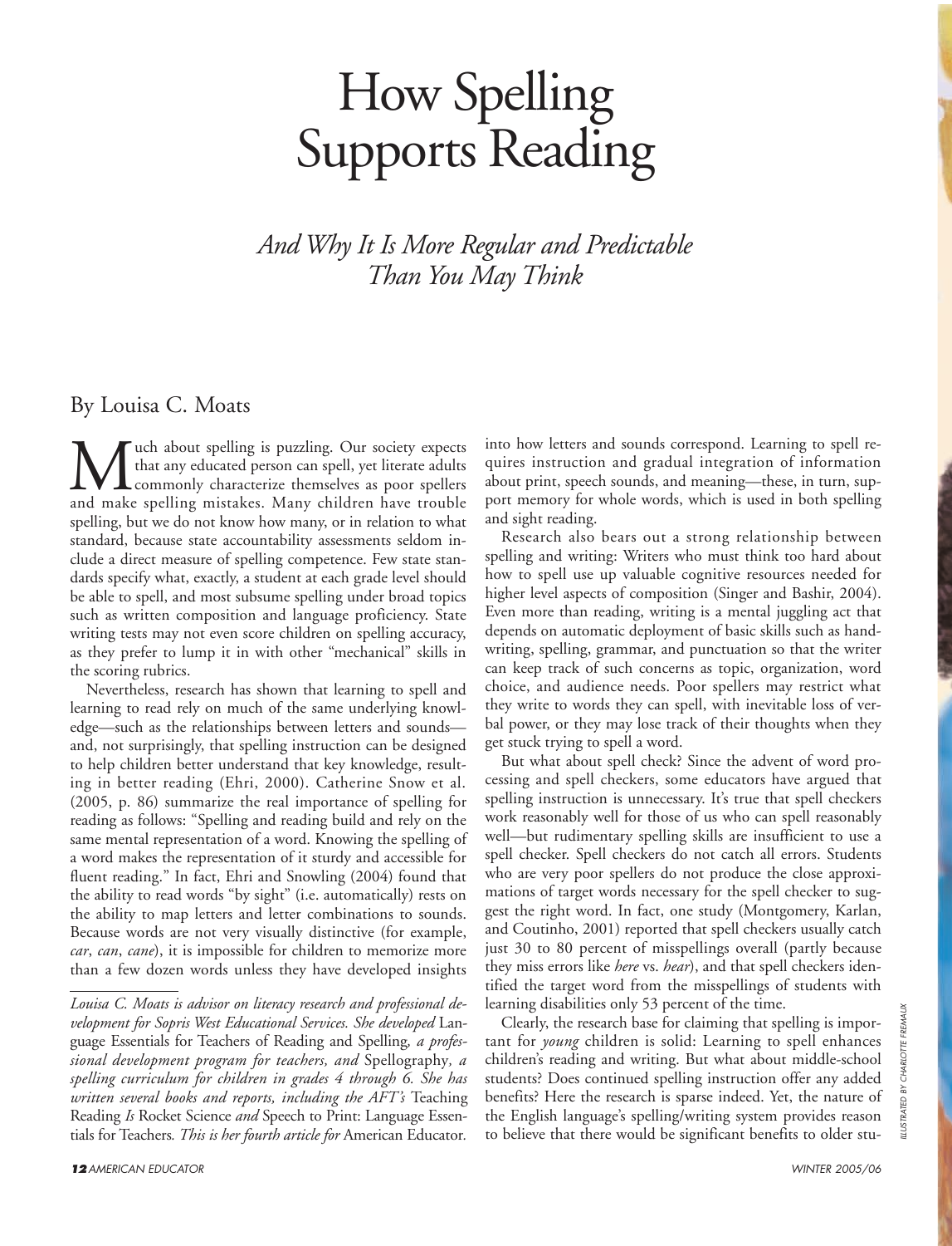# How Spelling Supports Reading

## *And Why It Is More Regular and Predictable Than You May Think*

By Louisa C. Moats

Much about spelling is puzzling. Our society expects that any educated person can spell, yet literate adults commonly characterize themselves as poor spellers and make spelling mistakes. Many children have trouble spelling, but we do not know how many, or in relation to what standard, because state accountability assessments seldom include a direct measure of spelling competence. Few state standards specify what, exactly, a student at each grade level should be able to spell, and most subsume spelling under broad topics such as written composition and language proficiency. State writing tests may not even score children on spelling accuracy, as they prefer to lump it in with other "mechanical" skills in the scoring rubrics.

Nevertheless, research has shown that learning to spell and learning to read rely on much of the same underlying knowledge—such as the relationships between letters and sounds—and, not surprisingly, that spelling instruction can be designed to help children better understand that key knowledge, resulting in better reading (Ehri, 2000). Catherine Snow et al. (2005, p. 86) summarize the real importance of spelling for reading as follows: "Spelling and reading build and rely on the same mental representation of a word. Knowing the spelling of a word makes the representation of it sturdy and accessible for fluent reading." In fact, Ehri and Snowling (2004) found that the ability to read words "by sight" (i.e. automatically) rests on the ability to map letters and letter combinations to sounds. Because words are not very visually distinctive (for example, *car*, *can*, *cane*), it is impossible for children to memorize more than a few dozen words unless they have developed insights into how letters and sounds correspond. Learning to spell requires instruction and gradual integration of information about print, speech sounds, and meaning—these, in turn, support memory for whole words, which is used in both spelling and sight reading.

Research also bears out a strong relationship between spelling and writing: Writers who must think too hard about how to spell use up valuable cognitive resources needed for higher level aspects of composition (Singer and Bashir, 2004). Even more than reading, writing is a mental juggling act that depends on automatic deployment of basic skills such as handwriting, spelling, grammar, and punctuation so that the writer can keep track of such concerns as topic, organization, word choice, and audience needs. Poor spellers may restrict what they write to words they can spell, with inevitable loss of verbal power, or they may lose track of their thoughts when they get stuck trying to spell a word.

But what about spell check? Since the advent of word processing and spell checkers, some educators have argued that spelling instruction is unnecessary. It's true that spell checkers work reasonably well for those of us who can spell reasonably well—but rudimentary spelling skills are insufficient to use a spell checker. Spell checkers do not catch all errors. Students who are very poor spellers do not produce the close approximations of target words necessary for the spell checker to suggest the right word. In fact, one study (Montgomery, Karlan, and Coutinho, 2001) reported that spell checkers usually catch just 30 to 80 percent of misspellings overall (partly because they miss errors like *here* vs. *hear*), and that spell checkers identified the target word from the misspellings of students with learning disabilities only 53 percent of the time.

Clearly, the research base for claiming that spelling is important for *young* children is solid: Learning to spell enhances children's reading and writing. But what about middle-school students? Does continued spelling instruction offer any added benefits? Here the research is sparse indeed. Yet, the nature of the English language's spelling/writing system provides reason to believe that there would be significant benefits to older stu-

---

*Louisa C. Moats is advisor on literacy research and professional development for Sopris West Educational Services. She developed* Language Essentials for Teachers of Reading and Spelling*, a professional development program for teachers, and* Spellography*, a spelling curriculum for children in grades 4 through 6. She has written several books and reports, including the AFT's* Teaching Reading *Is* Rocket Science *and* Speech to Print: Language Essentials for Teachers*. This is her fourth article for* American Educator*.*

ILLUSTRATED BY CHARLOTTE FREMAUX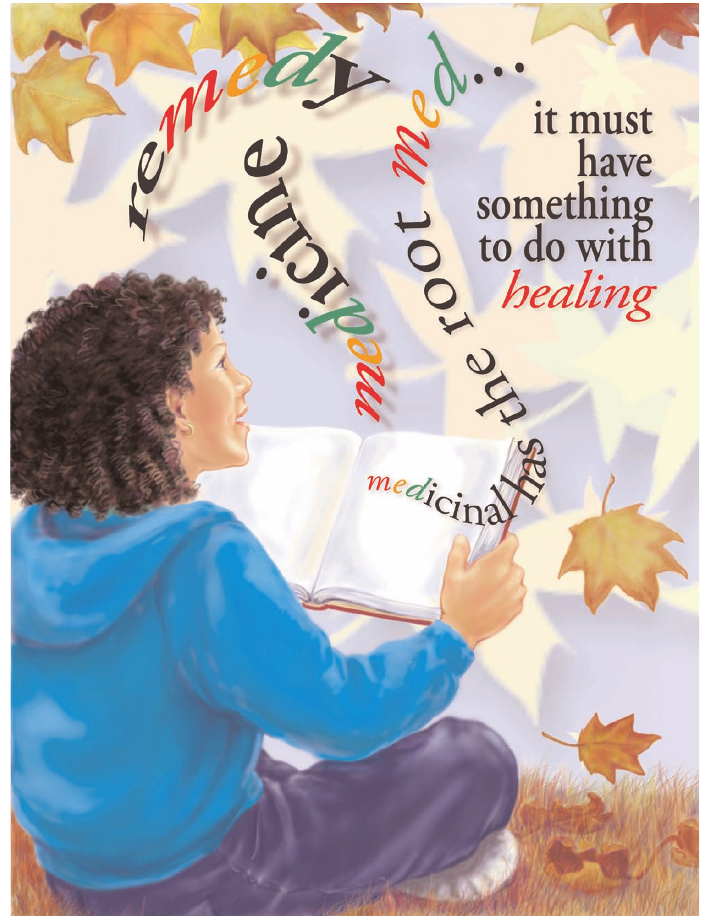remedy

medicine

medicinal has the root med...

it must have something to do with *healing*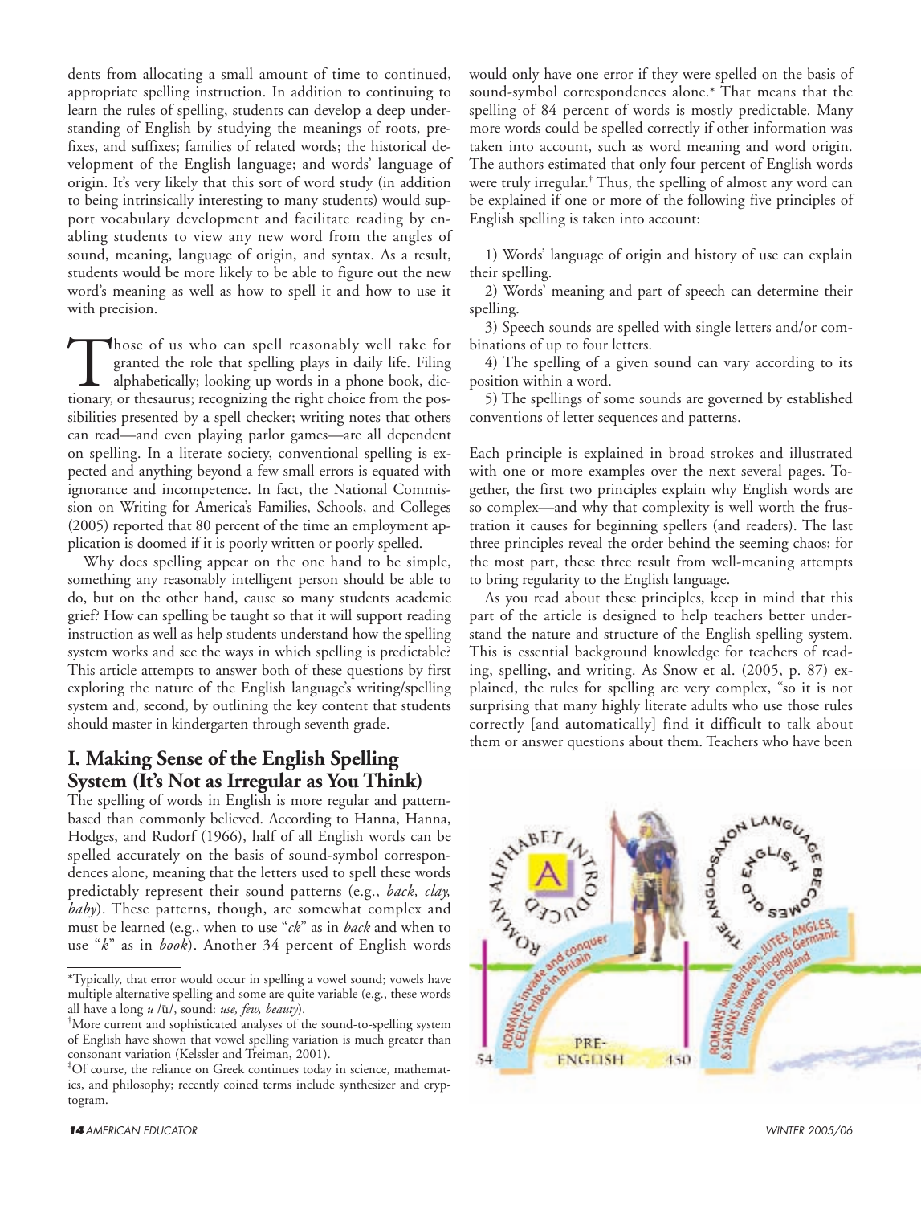dents from allocating a small amount of time to continued, appropriate spelling instruction. In addition to continuing to learn the rules of spelling, students can develop a deep understanding of English by studying the meanings of roots, prefixes, and suffixes; families of related words; the historical development of the English language; and words' language of origin. It's very likely that this sort of word study (in addition to being intrinsically interesting to many students) would support vocabulary development and facilitate reading by enabling students to view any new word from the angles of sound, meaning, language of origin, and syntax. As a result, students would be more likely to be able to figure out the new word's meaning as well as how to spell it and how to use it with precision.

Those of us who can spell reasonably well take for granted the role that spelling plays in daily life. Filing alphabetically; looking up words in a phone book, dictionary, or thesaurus; recognizing the right choice from the possibilities presented by a spell checker; writing notes that others can read—and even playing parlor games—are all dependent on spelling. In a literate society, conventional spelling is expected and anything beyond a few small errors is equated with ignorance and incompetence. In fact, the National Commission on Writing for America's Families, Schools, and Colleges (2005) reported that 80 percent of the time an employment application is doomed if it is poorly written or poorly spelled.

Why does spelling appear on the one hand to be simple, something any reasonably intelligent person should be able to do, but on the other hand, cause so many students academic grief? How can spelling be taught so that it will support reading instruction as well as help students understand how the spelling system works and see the ways in which spelling is predictable? This article attempts to answer both of these questions by first exploring the nature of the English language's writing/spelling system and, second, by outlining the key content that students should master in kindergarten through seventh grade.

## I. Making Sense of the English Spelling System (It's Not as Irregular as You Think)

The spelling of words in English is more regular and pattern-based than commonly believed. According to Hanna, Hanna, Hodges, and Rudorf (1966), half of all English words can be spelled accurately on the basis of sound-symbol correspondences alone, meaning that the letters used to spell these words predictably represent their sound patterns (e.g., *back, clay, baby*). These patterns, though, are somewhat complex and must be learned (e.g., when to use "*ck*" as in *back* and when to use "*k*" as in *book*). Another 34 percent of English words would only have one error if they were spelled on the basis of sound-symbol correspondences alone.* That means that the spelling of 84 percent of words is mostly predictable. Many more words could be spelled correctly if other information was taken into account, such as word meaning and word origin. The authors estimated that only four percent of English words were truly irregular.† Thus, the spelling of almost any word can be explained if one or more of the following five principles of English spelling is taken into account:

1) Words' language of origin and history of use can explain their spelling.
2) Words' meaning and part of speech can determine their spelling.
3) Speech sounds are spelled with single letters and/or combinations of up to four letters.
4) The spelling of a given sound can vary according to its position within a word.
5) The spellings of some sounds are governed by established conventions of letter sequences and patterns.

Each principle is explained in broad strokes and illustrated with one or more examples over the next several pages. Together, the first two principles explain why English words are so complex—and why that complexity is well worth the frustration it causes for beginning spellers (and readers). The last three principles reveal the order behind the seeming chaos; for the most part, these three result from well-meaning attempts to bring regularity to the English language.

As you read about these principles, keep in mind that this part of the article is designed to help teachers better understand the nature and structure of the English spelling system. This is essential background knowledge for teachers of reading, spelling, and writing. As Snow et al. (2005, p. 87) explained, the rules for spelling are very complex, "so it is not surprising that many highly literate adults who use those rules correctly [and automatically] find it difficult to talk about them or answer questions about them. Teachers who have been

ROMAN ALPHABET INTRODUCED

A

ROMANS invade and conquer CELTIC tribes in Britain

PRE-ENGLISH

54 | 450

THE ANGLO-SAXON LANGUAGE BECOMES OLD ENGLISH

ROMANS leave Britain; JUTES, ANGLES, & SAXONS invade, bringing Germanic languages to England

---

*Typically, that error would occur in spelling a vowel sound; vowels have multiple alternative spelling and some are quite variable (e.g., these words all have a long *u* /ū/, sound: *use, few, beauty*).

†More current and sophisticated analyses of the sound-to-spelling system of English have shown that vowel spelling variation is much greater than consonant variation (Kelssler and Treiman, 2001).

‡Of course, the reliance on Greek continues today in science, mathematics, and philosophy; recently coined terms include synthesizer and cryptogram.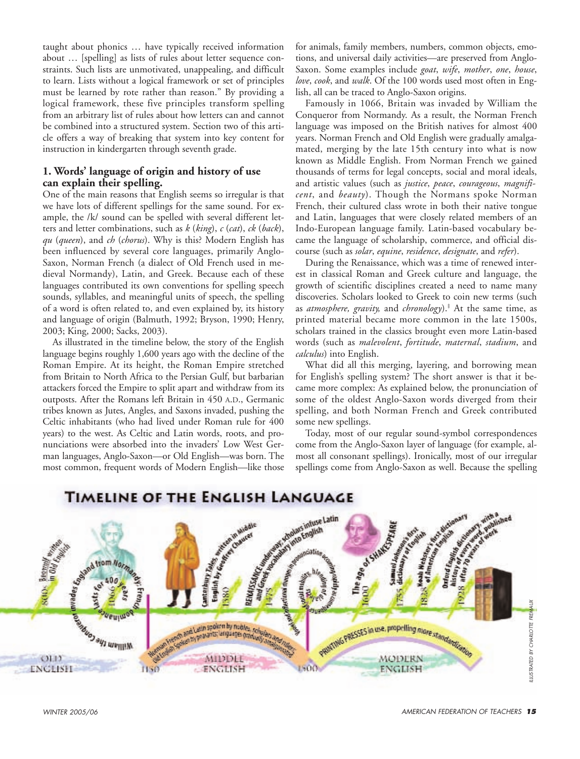taught about phonics … have typically received information about … [spelling] as lists of rules about letter sequence constraints. Such lists are unmotivated, unappealing, and difficult to learn. Lists without a logical framework or set of principles must be learned by rote rather than reason." By providing a logical framework, these five principles transform spelling from an arbitrary list of rules about how letters can and cannot be combined into a structured system. Section two of this article offers a way of breaking that system into key content for instruction in kindergarten through seventh grade.

### 1. Words' language of origin and history of use can explain their spelling.

One of the main reasons that English seems so irregular is that we have lots of different spellings for the same sound. For example, the /k/ sound can be spelled with several different letters and letter combinations, such as *k* (*king*), *c* (*cat*), *ck* (*back*), *qu* (*queen*), and *ch* (*chorus*). Why is this? Modern English has been influenced by several core languages, primarily Anglo-Saxon, Norman French (a dialect of Old French used in medieval Normandy), Latin, and Greek. Because each of these languages contributed its own conventions for spelling speech sounds, syllables, and meaningful units of speech, the spelling of a word is often related to, and even explained by, its history and language of origin (Balmuth, 1992; Bryson, 1990; Henry, 2003; King, 2000; Sacks, 2003).

As illustrated in the timeline below, the story of the English language begins roughly 1,600 years ago with the decline of the Roman Empire. At its height, the Roman Empire stretched from Britain to North Africa to the Persian Gulf, but barbarian attackers forced the Empire to split apart and withdraw from its outposts. After the Romans left Britain in 450 A.D., Germanic tribes known as Jutes, Angles, and Saxons invaded, pushing the Celtic inhabitants (who had lived under Roman rule for 400 years) to the west. As Celtic and Latin words, roots, and pronunciations were absorbed into the invaders' Low West German languages, Anglo-Saxon—or Old English—was born. The most common, frequent words of Modern English—like those for animals, family members, numbers, common objects, emotions, and universal daily activities—are preserved from Anglo-Saxon. Some examples include *goat*, *wife*, *mother*, *one*, *house*, *love*, *cook*, and *walk*. Of the 100 words used most often in English, all can be traced to Anglo-Saxon origins.

Famously in 1066, Britain was invaded by William the Conqueror from Normandy. As a result, the Norman French language was imposed on the British natives for almost 400 years. Norman French and Old English were gradually amalgamated, merging by the late 15th century into what is now known as Middle English. From Norman French we gained thousands of terms for legal concepts, social and moral ideals, and artistic values (such as *justice*, *peace*, *courageous*, *magnificent*, and *beauty*). Though the Normans spoke Norman French, their cultured class wrote in both their native tongue and Latin, languages that were closely related members of an Indo-European language family. Latin-based vocabulary became the language of scholarship, commerce, and official discourse (such as *solar*, *equine*, *residence*, *designate*, and *refer*).

During the Renaissance, which was a time of renewed interest in classical Roman and Greek culture and language, the growth of scientific disciplines created a need to name many discoveries. Scholars looked to Greek to coin new terms (such as *atmosphere, gravity,* and *chronology*).‡ At the same time, as printed material became more common in the late 1500s, scholars trained in the classics brought even more Latin-based words (such as *malevolent*, *fortitude*, *maternal*, *stadium*, and *calculus*) into English.

What did all this merging, layering, and borrowing mean for English's spelling system? The short answer is that it became more complex: As explained below, the pronunciation of some of the oldest Anglo-Saxon words diverged from their spelling, and both Norman French and Greek contributed some new spellings.

Today, most of our regular sound-symbol correspondences come from the Anglo-Saxon layer of language (for example, almost all consonant spellings). Ironically, most of our irregular spellings come from Anglo-Saxon as well. Because the spelling

## Timeline of the English Language

800s *Beowulf* written in Old English · 1066 William the Conqueror invades England from Normandy; French dominance lasts for 400 years · 1380 *Canterbury Tales* written in Middle English by Geoffrey Chaucer · 1475 Renaissance underway; scholars infuse Latin and Greek vocabulary into English · The age of Shakespeare 1600 · 1755 Samuel Johnson's first dictionary of English · 1828 Noah Webster's first dictionary of American English · 1928 Oxford English dictionary, with a history of every word, published after 70 years of work

Norman French and Latin spoken by nobles, scholars and rulers; Old English spoken by peasants; languages gradually amalgamated · Printing presses in use, propelling more standardization

OLD ENGLISH · 1150 · MIDDLE ENGLISH · 1500 · MODERN ENGLISH

ILLUSTRATED BY CHARLOTTE FREMAUX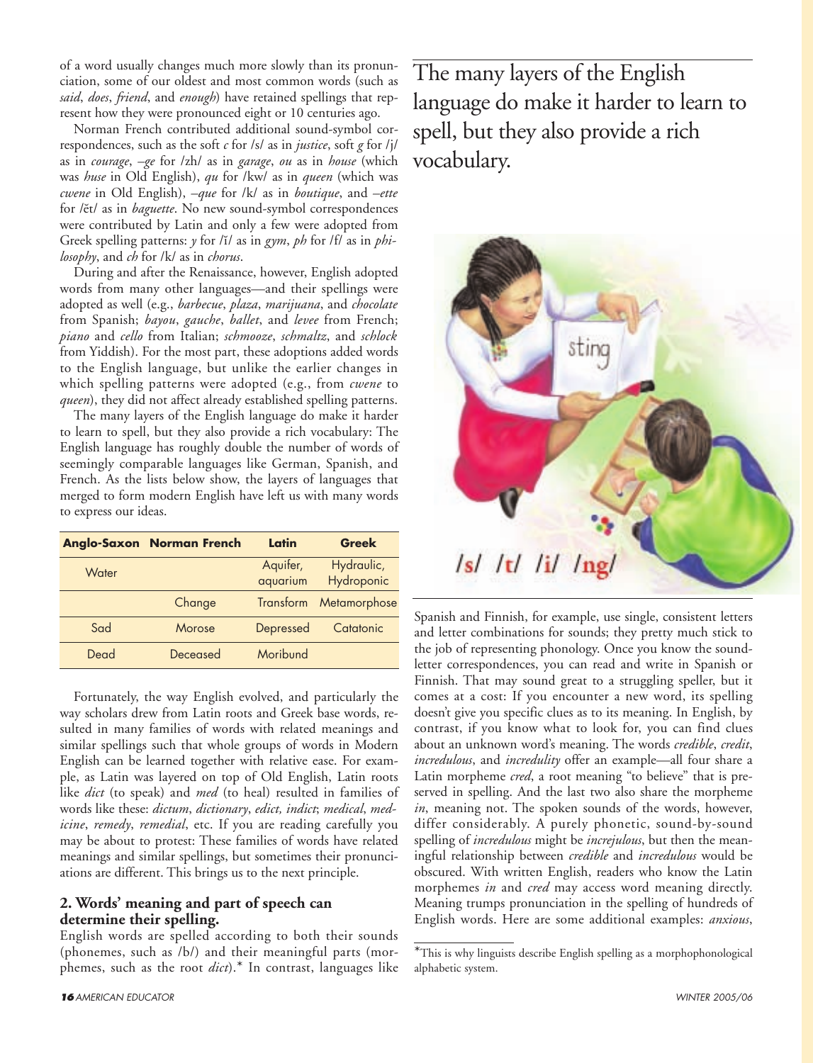of a word usually changes much more slowly than its pronunciation, some of our oldest and most common words (such as *said*, *does*, *friend*, and *enough*) have retained spellings that represent how they were pronounced eight or 10 centuries ago.

Norman French contributed additional sound-symbol correspondences, such as the soft *c* for /s/ as in *justice*, soft *g* for /j/ as in *courage*, *–ge* for /zh/ as in *garage*, *ou* as in *house* (which was *huse* in Old English), *qu* for /kw/ as in *queen* (which was *cwene* in Old English), *–que* for /k/ as in *boutique*, and *–ette* for /ĕt/ as in *baguette*. No new sound-symbol correspondences were contributed by Latin and only a few were adopted from Greek spelling patterns: *y* for /ĭ/ as in *gym*, *ph* for /f/ as in *philosophy*, and *ch* for /k/ as in *chorus*.

During and after the Renaissance, however, English adopted words from many other languages—and their spellings were adopted as well (e.g., *barbecue*, *plaza*, *marijuana*, and *chocolate* from Spanish; *bayou*, *gauche*, *ballet*, and *levee* from French; *piano* and *cello* from Italian; *schmooze*, *schmaltz*, and *schlock* from Yiddish). For the most part, these adoptions added words to the English language, but unlike the earlier changes in which spelling patterns were adopted (e.g., from *cwene* to *queen*), they did not affect already established spelling patterns.

The many layers of the English language do make it harder to learn to spell, but they also provide a rich vocabulary: The English language has roughly double the number of words of seemingly comparable languages like German, Spanish, and French. As the lists below show, the layers of languages that merged to form modern English have left us with many words to express our ideas.

| Anglo-Saxon | Norman French | Latin | Greek |
|---|---|---|---|
| Water | | Aquifer, aquarium | Hydraulic, Hydroponic |
| | Change | Transform | Metamorphose |
| Sad | Morose | Depressed | Catatonic |
| Dead | Deceased | Moribund | |

Fortunately, the way English evolved, and particularly the way scholars drew from Latin roots and Greek base words, resulted in many families of words with related meanings and similar spellings such that whole groups of words in Modern English can be learned together with relative ease. For example, as Latin was layered on top of Old English, Latin roots like *dict* (to speak) and *med* (to heal) resulted in families of words like these: *dictum*, *dictionary*, *edict, indict*; *medical*, *medicine*, *remedy*, *remedial*, etc. If you are reading carefully you may be about to protest: These families of words have related meanings and similar spellings, but sometimes their pronunciations are different. This brings us to the next principle.

### 2. Words' meaning and part of speech can determine their spelling.

English words are spelled according to both their sounds (phonemes, such as /b/) and their meaningful parts (morphemes, such as the root *dict*).* In contrast, languages like Spanish and Finnish, for example, use single, consistent letters and letter combinations for sounds; they pretty much stick to the job of representing phonology. Once you know the sound-letter correspondences, you can read and write in Spanish or Finnish. That may sound great to a struggling speller, but it comes at a cost: If you encounter a new word, its spelling doesn't give you specific clues as to its meaning. In English, by contrast, if you know what to look for, you can find clues about an unknown word's meaning. The words *credible*, *credit*, *incredulous*, and *incredulity* offer an example—all four share a Latin morpheme *cred*, a root meaning "to believe" that is preserved in spelling. And the last two also share the morpheme *in*, meaning not. The spoken sounds of the words, however, differ considerably. A purely phonetic, sound-by-sound spelling of *incredulous* might be *increjulous*, but then the meaningful relationship between *credible* and *incredulous* would be obscured. With written English, readers who know the Latin morphemes *in* and *cred* may access word meaning directly. Meaning trumps pronunciation in the spelling of hundreds of English words. Here are some additional examples: *anxious*,

> The many layers of the English language do make it harder to learn to spell, but they also provide a rich vocabulary.

*This is why linguists describe English spelling as a morphophonological alphabetic system.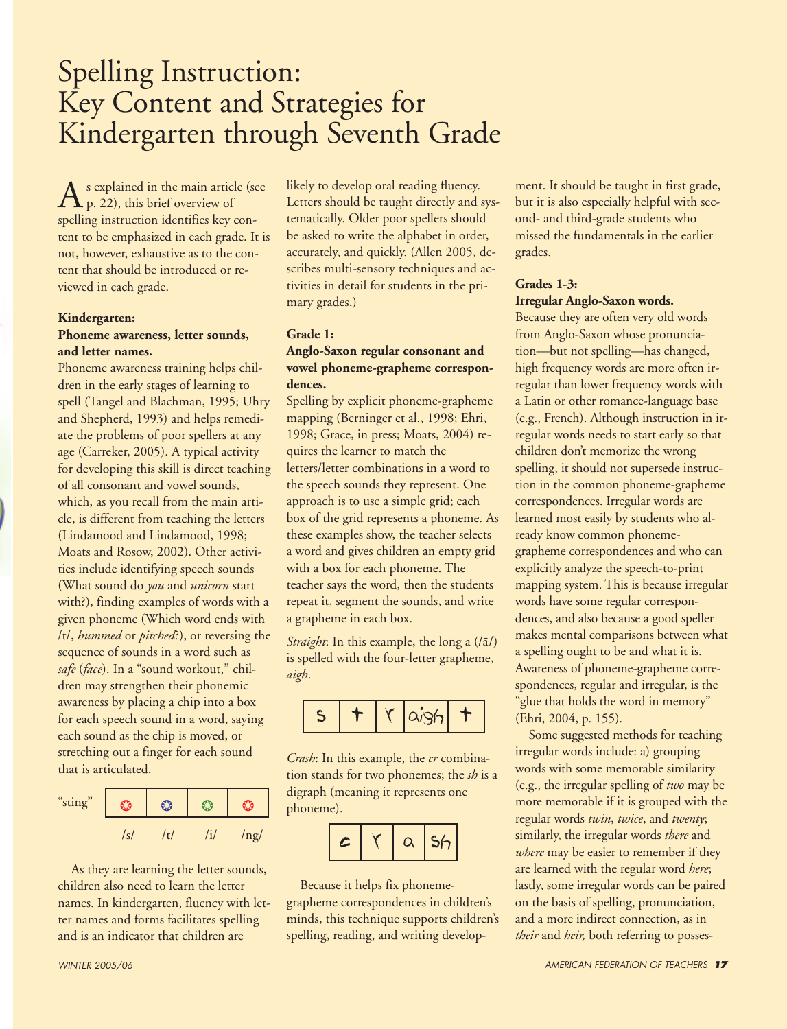# Spelling Instruction: Key Content and Strategies for Kindergarten through Seventh Grade

As explained in the main article (see p. 22), this brief overview of spelling instruction identifies key content to be emphasized in each grade. It is not, however, exhaustive as to the content that should be introduced or reviewed in each grade.

**Kindergarten:**
**Phoneme awareness, letter sounds, and letter names.**

Phoneme awareness training helps children in the early stages of learning to spell (Tangel and Blachman, 1995; Uhry and Shepherd, 1993) and helps remediate the problems of poor spellers at any age (Carreker, 2005). A typical activity for developing this skill is direct teaching of all consonant and vowel sounds, which, as you recall from the main article, is different from teaching the letters (Lindamood and Lindamood, 1998; Moats and Rosow, 2002). Other activities include identifying speech sounds (What sound do *you* and *unicorn* start with?), finding examples of words with a given phoneme (Which word ends with /t/, *hummed* or *pitched*?), or reversing the sequence of sounds in a word such as *safe* (*face*). In a "sound workout," children may strengthen their phonemic awareness by placing a chip into a box for each speech sound in a word, saying each sound as the chip is moved, or stretching out a finger for each sound that is articulated.

"sting"

| ✪ | ✪ | ✪ | ✪ |
|---|---|---|---|
| /s/ | /t/ | /i/ | /ng/ |

As they are learning the letter sounds, children also need to learn the letter names. In kindergarten, fluency with letter names and forms facilitates spelling and is an indicator that children are likely to develop oral reading fluency. Letters should be taught directly and systematically. Older poor spellers should be asked to write the alphabet in order, accurately, and quickly. (Allen 2005, describes multi-sensory techniques and activities in detail for students in the primary grades.)

**Grade 1:**
**Anglo-Saxon regular consonant and vowel phoneme-grapheme correspondences.**

Spelling by explicit phoneme-grapheme mapping (Berninger et al., 1998; Ehri, 1998; Grace, in press; Moats, 2004) requires the learner to match the letters/letter combinations in a word to the speech sounds they represent. One approach is to use a simple grid; each box of the grid represents a phoneme. As these examples show, the teacher selects a word and gives children an empty grid with a box for each phoneme. The teacher says the word, then the students repeat it, segment the sounds, and write a grapheme in each box.

*Straight*: In this example, the long a (/ā/) is spelled with the four-letter grapheme, *aigh*.

| s | t | r | aigh | t |
|---|---|---|---|---|

*Crash*: In this example, the *cr* combination stands for two phonemes; the *sh* is a digraph (meaning it represents one phoneme).

| c | r | a | sh |
|---|---|---|---|

Because it helps fix phoneme-grapheme correspondences in children's minds, this technique supports children's spelling, reading, and writing development. It should be taught in first grade, but it is also especially helpful with second- and third-grade students who missed the fundamentals in the earlier grades.

**Grades 1-3:**
**Irregular Anglo-Saxon words.**

Because they are often very old words from Anglo-Saxon whose pronunciation—but not spelling—has changed, high frequency words are more often irregular than lower frequency words with a Latin or other romance-language base (e.g., French). Although instruction in irregular words needs to start early so that children don't memorize the wrong spelling, it should not supersede instruction in the common phoneme-grapheme correspondences. Irregular words are learned most easily by students who already know common phoneme-grapheme correspondences and who can explicitly analyze the speech-to-print mapping system. This is because irregular words have some regular correspondences, and also because a good speller makes mental comparisons between what a spelling ought to be and what it is. Awareness of phoneme-grapheme correspondences, regular and irregular, is the "glue that holds the word in memory" (Ehri, 2004, p. 155).

Some suggested methods for teaching irregular words include: a) grouping words with some memorable similarity (e.g., the irregular spelling of *two* may be more memorable if it is grouped with the regular words *twin*, *twice*, and *twenty*; similarly, the irregular words *there* and *where* may be easier to remember if they are learned with the regular word *here*; lastly, some irregular words can be paired on the basis of spelling, pronunciation, and a more indirect connection, as in *their* and *heir,* both referring to posses-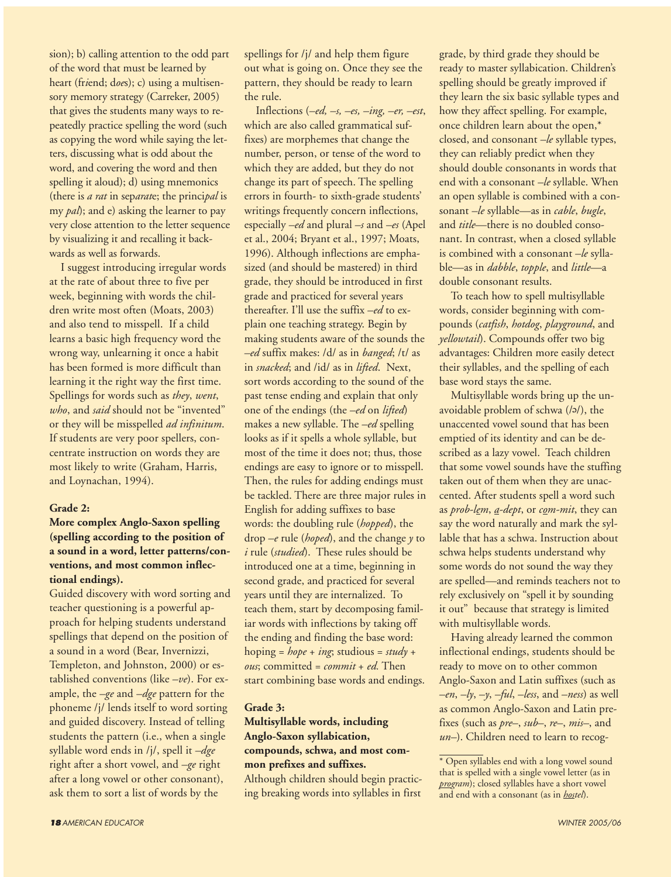sion); b) calling attention to the odd part of the word that must be learned by heart (fr*i*end; d*oe*s); c) using a multisensory memory strategy (Carreker, 2005) that gives the students many ways to repeatedly practice spelling the word (such as copying the word while saying the letters, discussing what is odd about the word, and covering the word and then spelling it aloud); d) using mnemonics (there is *a rat* in sep*arat*e; the princi*pal* is my *pal*); and e) asking the learner to pay very close attention to the letter sequence by visualizing it and recalling it backwards as well as forwards.

I suggest introducing irregular words at the rate of about three to five per week, beginning with words the children write most often (Moats, 2003) and also tend to misspell. If a child learns a basic high frequency word the wrong way, unlearning it once a habit has been formed is more difficult than learning it the right way the first time. Spellings for words such as *they*, *went*, *who*, and *said* should not be "invented" or they will be misspelled *ad infinitum*. If students are very poor spellers, concentrate instruction on words they are most likely to write (Graham, Harris, and Loynachan, 1994).

**Grade 2:**
**More complex Anglo-Saxon spelling (spelling according to the position of a sound in a word, letter patterns/conventions, and most common inflectional endings).**

Guided discovery with word sorting and teacher questioning is a powerful approach for helping students understand spellings that depend on the position of a sound in a word (Bear, Invernizzi, Templeton, and Johnston, 2000) or established conventions (like *–ve*). For example, the *–ge* and *–dge* pattern for the phoneme /j/ lends itself to word sorting and guided discovery. Instead of telling students the pattern (i.e., when a single syllable word ends in /j/, spell it *–dge* right after a short vowel, and *–ge* right after a long vowel or other consonant), ask them to sort a list of words by the spellings for /j/ and help them figure out what is going on. Once they see the pattern, they should be ready to learn the rule.

Inflections (*–ed, –s, –es, –ing, –er, –est*, which are also called grammatical suffixes) are morphemes that change the number, person, or tense of the word to which they are added, but they do not change its part of speech. The spelling errors in fourth- to sixth-grade students' writings frequently concern inflections, especially *–ed* and plural *–s* and *–es* (Apel et al., 2004; Bryant et al., 1997; Moats, 1996). Although inflections are emphasized (and should be mastered) in third grade, they should be introduced in first grade and practiced for several years thereafter. I'll use the suffix *–ed* to explain one teaching strategy. Begin by making students aware of the sounds the *–ed* suffix makes: /d/ as in *banged*; /t/ as in *snacked*; and /id/ as in *lifted*. Next, sort words according to the sound of the past tense ending and explain that only one of the endings (the *–ed* on *lifted*) makes a new syllable. The *–ed* spelling looks as if it spells a whole syllable, but most of the time it does not; thus, those endings are easy to ignore or to misspell. Then, the rules for adding endings must be tackled. There are three major rules in English for adding suffixes to base words: the doubling rule (*hopped*), the drop *–e* rule (*hoped*), and the change *y* to *i* rule (*studied*). These rules should be introduced one at a time, beginning in second grade, and practiced for several years until they are internalized. To teach them, start by decomposing familiar words with inflections by taking off the ending and finding the base word: hoping = *hope* + *ing*; studious = *study* + *ous*; committed = *commit* + *ed.* Then start combining base words and endings.

**Grade 3:**
**Multisyllable words, including Anglo-Saxon syllabication, compounds, schwa, and most common prefixes and suffixes.**

Although children should begin practicing breaking words into syllables in first grade, by third grade they should be ready to master syllabication. Children's spelling should be greatly improved if they learn the six basic syllable types and how they affect spelling. For example, once children learn about the open,* closed, and consonant *–le* syllable types, they can reliably predict when they should double consonants in words that end with a consonant *–le* syllable. When an open syllable is combined with a consonant *–le* syllable—as in *cable*, *bugle*, and *title*—there is no doubled consonant. In contrast, when a closed syllable is combined with a consonant *–le* syllable—as in *dabble*, *topple*, and *little*—a double consonant results.

To teach how to spell multisyllable words, consider beginning with compounds (*catfish*, *hotdog*, *playground*, and *yellowtail*). Compounds offer two big advantages: Children more easily detect their syllables, and the spelling of each base word stays the same.

Multisyllable words bring up the unavoidable problem of schwa (/ə/), the unaccented vowel sound that has been emptied of its identity and can be described as a lazy vowel. Teach children that some vowel sounds have the stuffing taken out of them when they are unaccented. After students spell a word such as *prob-l<u>e</u>m*, *<u>a</u>-dept*, or *c<u>o</u>m-mit*, they can say the word naturally and mark the syllable that has a schwa. Instruction about schwa helps students understand why some words do not sound the way they are spelled—and reminds teachers not to rely exclusively on "spell it by sounding it out" because that strategy is limited with multisyllable words.

Having already learned the common inflectional endings, students should be ready to move on to other common Anglo-Saxon and Latin suffixes (such as *–en*, *–ly*, *–y*, *–ful*, *–less*, and *–ness*) as well as common Anglo-Saxon and Latin prefixes (such as *pre–*, *sub–*, *re–*, *mis–*, and *un–*). Children need to learn to recog-

\* Open syllables end with a long vowel sound that is spelled with a single vowel letter (as in *<u>pro</u>gram*); closed syllables have a short vowel and end with a consonant (as in *<u>hos</u>tel*).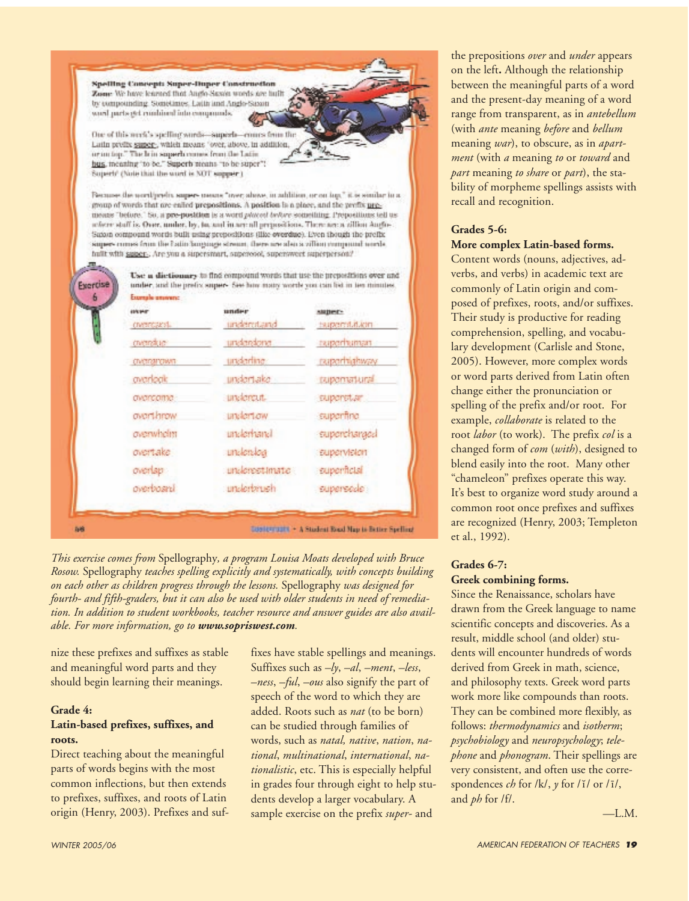**Spelling Concepts Super-Duper Construction Zone:** We have learned that Anglo-Saxon words are built by compounding. Sometimes, Latin and Anglo-Saxon word parts get combined into compounds.

One of this week's spelling words—superb—comes from the Latin prefix super-, which means "over, above, in addition, or on top." The b in superb comes from the Latin bus, meaning "to be." Superb means "to be super"! Superb! (Note that the word is NOT supper.)

Because the word/prefix super- means "over, above, in addition, or on top," it is similar to a group of words that are called **prepositions**. A **position** is a place, and the prefix pre- means "before." So, a **pre-position** is a word *placed before* something. Prepositions tell us where stuff is. Over, under, by, in, and at are all prepositions. There are a zillion Anglo-Saxon compound words built using prepositions (like overdue). Even though the prefix super- comes from the Latin language stream, there are also a zillion compound words built with super-. Are you a supersmart, superior, supersweet superperson?

**Exercise 6**

**Use a dictionary** to find compound words that use the prepositions over and under, and the prefix super-. See how many words you can list in ten minutes.

Example answers:

| over | under | super- |
|---|---|---|
| overcast | understand | superstition |
| overdue | underdone | superhuman |
| overgrown | underline | superhighway |
| overlook | undertake | supernatural |
| overcome | undercut | superstar |
| overthrow | undertow | superfine |
| overwhelm | underhand | supercharged |
| overtake | underdog | supervision |
| overlap | underestimate | superficial |
| overboard | underbrush | supersede |

*This exercise comes from* Spellography*, a program Louisa Moats developed with Bruce Rosow.* Spellography *teaches spelling explicitly and systematically, with concepts building on each other as children progress through the lessons.* Spellography *was designed for fourth- and fifth-graders, but it can also be used with older students in need of remediation. In addition to student workbooks, teacher resource and answer guides are also available. For more information, go to* ***www.sopriswest.com****.*

nize these prefixes and suffixes as stable and meaningful word parts and they should begin learning their meanings.

### Grade 4:
### Latin-based prefixes, suffixes, and roots.

Direct teaching about the meaningful parts of words begins with the most common inflections, but then extends to prefixes, suffixes, and roots of Latin origin (Henry, 2003). Prefixes and suffixes have stable spellings and meanings. Suffixes such as *–ly*, *–al*, *–ment*, *–less*, *–ness*, *–ful*, *–ous* also signify the part of speech of the word to which they are added. Roots such as *nat* (to be born) can be studied through families of words, such as *natal, native, nation, national, multinational, international, nationalistic*, etc. This is especially helpful in grades four through eight to help students develop a larger vocabulary. A sample exercise on the prefix *super-* and the prepositions *over* and *under* appears on the left**.** Although the relationship between the meaningful parts of a word and the present-day meaning of a word range from transparent, as in *antebellum* (with *ante* meaning *before* and *bellum* meaning *war*), to obscure, as in *apartment* (with *a* meaning *to* or *toward* and *part* meaning *to share* or *part*), the stability of morpheme spellings assists with recall and recognition.

### Grades 5-6:
### More complex Latin-based forms.

Content words (nouns, adjectives, adverbs, and verbs) in academic text are commonly of Latin origin and composed of prefixes, roots, and/or suffixes. Their study is productive for reading comprehension, spelling, and vocabulary development (Carlisle and Stone, 2005). However, more complex words or word parts derived from Latin often change either the pronunciation or spelling of the prefix and/or root. For example, *collaborate* is related to the root *labor* (to work). The prefix *col* is a changed form of *com* (*with*), designed to blend easily into the root. Many other "chameleon" prefixes operate this way. It's best to organize word study around a common root once prefixes and suffixes are recognized (Henry, 2003; Templeton et al., 1992).

### Grades 6-7:
### Greek combining forms.

Since the Renaissance, scholars have drawn from the Greek language to name scientific concepts and discoveries. As a result, middle school (and older) students will encounter hundreds of words derived from Greek in math, science, and philosophy texts. Greek word parts work more like compounds than roots. They can be combined more flexibly, as follows: *thermodynamics* and *isotherm*; *psychobiology* and *neuropsychology*; *telephone* and *phonogram*. Their spellings are very consistent, and often use the correspondences *ch* for /k/, *y* for /ĭ/ or /ī/, and *ph* for /f/.

—L.M.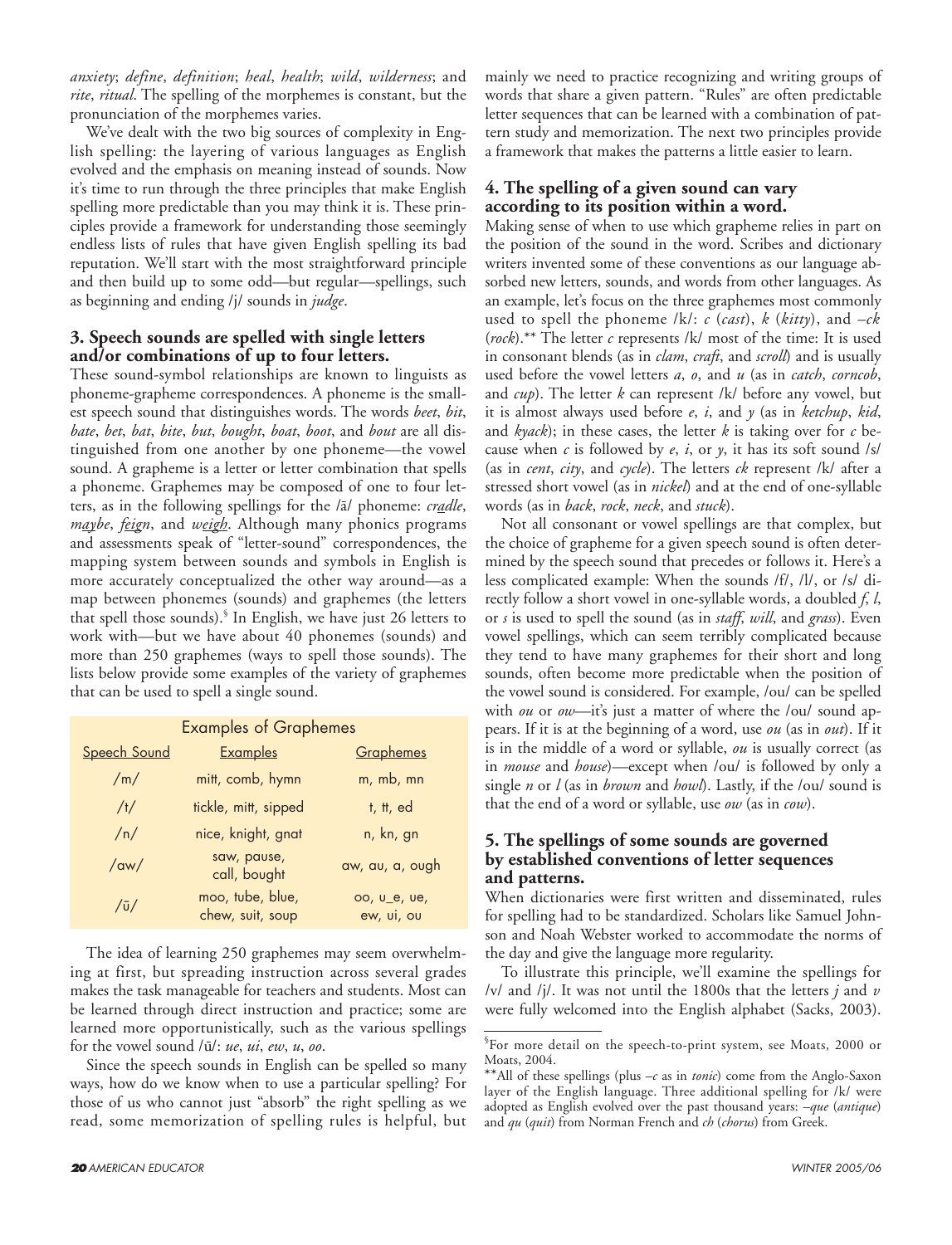*anxiety*; *define*, *definition*; *heal*, *health*; *wild*, *wilderness*; and *rite*, *ritual*. The spelling of the morphemes is constant, but the pronunciation of the morphemes varies.

We've dealt with the two big sources of complexity in English spelling: the layering of various languages as English evolved and the emphasis on meaning instead of sounds. Now it's time to run through the three principles that make English spelling more predictable than you may think it is. These principles provide a framework for understanding those seemingly endless lists of rules that have given English spelling its bad reputation. We'll start with the most straightforward principle and then build up to some odd—but regular—spellings, such as beginning and ending /j/ sounds in *judge*.

### 3. Speech sounds are spelled with single letters and/or combinations of up to four letters.

These sound-symbol relationships are known to linguists as phoneme-grapheme correspondences. A phoneme is the smallest speech sound that distinguishes words. The words *beet*, *bit*, *bate*, *bet*, *bat*, *bite*, *but*, *bought*, *boat*, *boot*, and *bout* are all distinguished from one another by one phoneme—the vowel sound. A grapheme is a letter or letter combination that spells a phoneme. Graphemes may be composed of one to four letters, as in the following spellings for the /ā/ phoneme: *cradle*, *maybe*, *feign*, and *weigh*. Although many phonics programs and assessments speak of "letter-sound" correspondences, the mapping system between sounds and symbols in English is more accurately conceptualized the other way around—as a map between phonemes (sounds) and graphemes (the letters that spell those sounds).[§] In English, we have just 26 letters to work with—but we have about 40 phonemes (sounds) and more than 250 graphemes (ways to spell those sounds). The lists below provide some examples of the variety of graphemes that can be used to spell a single sound.

**Examples of Graphemes**

| Speech Sound | Examples | Graphemes |
| --- | --- | --- |
| /m/ | mitt, comb, hymn | m, mb, mn |
| /t/ | tickle, mitt, sipped | t, tt, ed |
| /n/ | nice, knight, gnat | n, kn, gn |
| /aw/ | saw, pause, call, bought | aw, au, a, ough |
| /ū/ | moo, tube, blue, chew, suit, soup | oo, u_e, ue, ew, ui, ou |

The idea of learning 250 graphemes may seem overwhelming at first, but spreading instruction across several grades makes the task manageable for teachers and students. Most can be learned through direct instruction and practice; some are learned more opportunistically, such as the various spellings for the vowel sound /ū/: *ue*, *ui*, *ew*, *u*, *oo*.

Since the speech sounds in English can be spelled so many ways, how do we know when to use a particular spelling? For those of us who cannot just "absorb" the right spelling as we read, some memorization of spelling rules is helpful, but mainly we need to practice recognizing and writing groups of words that share a given pattern. "Rules" are often predictable letter sequences that can be learned with a combination of pattern study and memorization. The next two principles provide a framework that makes the patterns a little easier to learn.

### 4. The spelling of a given sound can vary according to its position within a word.

Making sense of when to use which grapheme relies in part on the position of the sound in the word. Scribes and dictionary writers invented some of these conventions as our language absorbed new letters, sounds, and words from other languages. As an example, let's focus on the three graphemes most commonly used to spell the phoneme /k/: *c* (*cast*), *k* (*kitty*), and *–ck* (*rock*).** The letter *c* represents /k/ most of the time: It is used in consonant blends (as in *clam*, *craft*, and *scroll*) and is usually used before the vowel letters *a*, *o*, and *u* (as in *catch*, *corncob*, and *cup*). The letter *k* can represent /k/ before any vowel, but it is almost always used before *e*, *i*, and *y* (as in *ketchup*, *kid*, and *kyack*); in these cases, the letter *k* is taking over for *c* because when *c* is followed by *e*, *i*, or *y*, it has its soft sound /s/ (as in *cent*, *city*, and *cycle*). The letters *ck* represent /k/ after a stressed short vowel (as in *nickel*) and at the end of one-syllable words (as in *back*, *rock*, *neck*, and *stuck*).

Not all consonant or vowel spellings are that complex, but the choice of grapheme for a given speech sound is often determined by the speech sound that precedes or follows it. Here's a less complicated example: When the sounds /f/, /l/, or /s/ directly follow a short vowel in one-syllable words, a doubled *f*, *l*, or *s* is used to spell the sound (as in *staff*, *will*, and *grass*). Even vowel spellings, which can seem terribly complicated because they tend to have many graphemes for their short and long sounds, often become more predictable when the position of the vowel sound is considered. For example, /ou/ can be spelled with *ou* or *ow*—it's just a matter of where the /ou/ sound appears. If it is at the beginning of a word, use *ou* (as in *out*). If it is in the middle of a word or syllable, *ou* is usually correct (as in *mouse* and *house*)—except when /ou/ is followed by only a single *n* or *l* (as in *brown* and *howl*). Lastly, if the /ou/ sound is that the end of a word or syllable, use *ow* (as in *cow*).

### 5. The spellings of some sounds are governed by established conventions of letter sequences and patterns.

When dictionaries were first written and disseminated, rules for spelling had to be standardized. Scholars like Samuel Johnson and Noah Webster worked to accommodate the norms of the day and give the language more regularity.

To illustrate this principle, we'll examine the spellings for /v/ and /j/. It was not until the 1800s that the letters *j* and *v* were fully welcomed into the English alphabet (Sacks, 2003).

---

[§] For more detail on the speech-to-print system, see Moats, 2000 or Moats, 2004.

** All of these spellings (plus *–c* as in *tonic*) come from the Anglo-Saxon layer of the English language. Three additional spelling for /k/ were adopted as English evolved over the past thousand years: *–que* (*antique*) and *qu* (*quit*) from Norman French and *ch* (*chorus*) from Greek.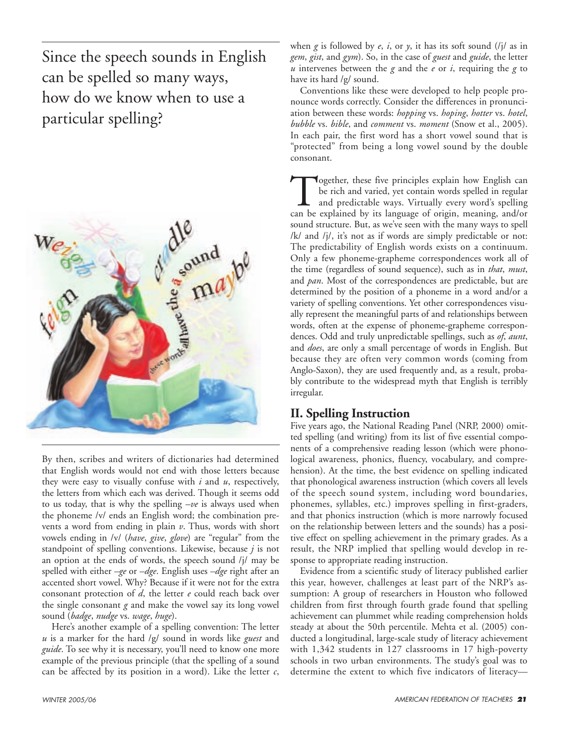Since the speech sounds in English can be spelled so many ways, how do we know when to use a particular spelling?

By then, scribes and writers of dictionaries had determined that English words would not end with those letters because they were easy to visually confuse with *i* and *u*, respectively, the letters from which each was derived. Though it seems odd to us today, that is why the spelling *–ve* is always used when the phoneme /v/ ends an English word; the combination prevents a word from ending in plain *v*. Thus, words with short vowels ending in /v/ (*have*, *give*, *glove*) are "regular" from the standpoint of spelling conventions. Likewise, because *j* is not an option at the ends of words, the speech sound /j/ may be spelled with either *–ge* or *–dge*. English uses *–dge* right after an accented short vowel. Why? Because if it were not for the extra consonant protection of *d*, the letter *e* could reach back over the single consonant *g* and make the vowel say its long vowel sound (*badge*, *nudge* vs. *wage*, *huge*).

Here's another example of a spelling convention: The letter *u* is a marker for the hard /g/ sound in words like *guest* and *guide*. To see why it is necessary, you'll need to know one more example of the previous principle (that the spelling of a sound can be affected by its position in a word). Like the letter *c*, when *g* is followed by *e*, *i*, or *y*, it has its soft sound (/j/ as in *gem*, *gist*, and *gym*). So, in the case of *guest* and *guide*, the letter *u* intervenes between the *g* and the *e* or *i*, requiring the *g* to have its hard /g/ sound.

Conventions like these were developed to help people pronounce words correctly. Consider the differences in pronunciation between these words: *hopping* vs. *hoping*, *hotter* vs. *hotel*, *bubble* vs. *bible*, and *comment* vs. *moment* (Snow et al., 2005). In each pair, the first word has a short vowel sound that is "protected" from being a long vowel sound by the double consonant.

Together, these five principles explain how English can be rich and varied, yet contain words spelled in regular and predictable ways. Virtually every word's spelling can be explained by its language of origin, meaning, and/or sound structure. But, as we've seen with the many ways to spell /k/ and /j/, it's not as if words are simply predictable or not: The predictability of English words exists on a continuum. Only a few phoneme-grapheme correspondences work all of the time (regardless of sound sequence), such as in *that*, *must*, and *pan*. Most of the correspondences are predictable, but are determined by the position of a phoneme in a word and/or a variety of spelling conventions. Yet other correspondences visually represent the meaningful parts of and relationships between words, often at the expense of phoneme-grapheme correspondences. Odd and truly unpredictable spellings, such as *of*, *aunt*, and *does*, are only a small percentage of words in English. But because they are often very common words (coming from Anglo-Saxon), they are used frequently and, as a result, probably contribute to the widespread myth that English is terribly irregular.

## II. Spelling Instruction

Five years ago, the National Reading Panel (NRP, 2000) omitted spelling (and writing) from its list of five essential components of a comprehensive reading lesson (which were phonological awareness, phonics, fluency, vocabulary, and comprehension). At the time, the best evidence on spelling indicated that phonological awareness instruction (which covers all levels of the speech sound system, including word boundaries, phonemes, syllables, etc.) improves spelling in first-graders, and that phonics instruction (which is more narrowly focused on the relationship between letters and the sounds) has a positive effect on spelling achievement in the primary grades. As a result, the NRP implied that spelling would develop in response to appropriate reading instruction.

Evidence from a scientific study of literacy published earlier this year, however, challenges at least part of the NRP's assumption: A group of researchers in Houston who followed children from first through fourth grade found that spelling achievement can plummet while reading comprehension holds steady at about the 50th percentile. Mehta et al. (2005) conducted a longitudinal, large-scale study of literacy achievement with 1,342 students in 127 classrooms in 17 high-poverty schools in two urban environments. The study's goal was to determine the extent to which five indicators of literacy—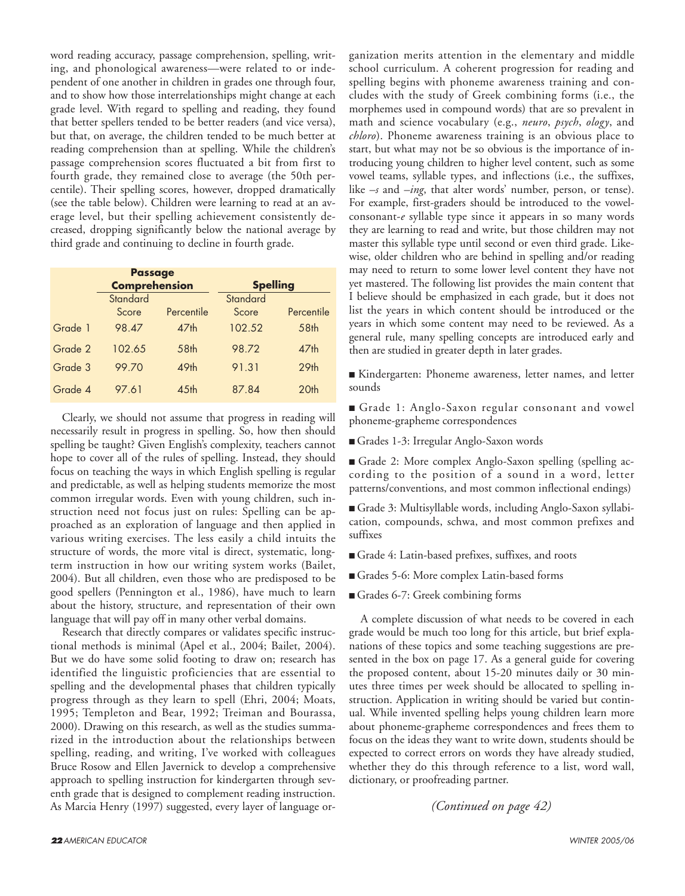word reading accuracy, passage comprehension, spelling, writing, and phonological awareness—were related to or independent of one another in children in grades one through four, and to show how those interrelationships might change at each grade level. With regard to spelling and reading, they found that better spellers tended to be better readers (and vice versa), but that, on average, the children tended to be much better at reading comprehension than at spelling. While the children's passage comprehension scores fluctuated a bit from first to fourth grade, they remained close to average (the 50th percentile). Their spelling scores, however, dropped dramatically (see the table below). Children were learning to read at an average level, but their spelling achievement consistently decreased, dropping significantly below the national average by third grade and continuing to decline in fourth grade.

| | Passage Comprehension | | Spelling | |
|---|---|---|---|---|
| | Standard Score | Percentile | Standard Score | Percentile |
| Grade 1 | 98.47 | 47th | 102.52 | 58th |
| Grade 2 | 102.65 | 58th | 98.72 | 47th |
| Grade 3 | 99.70 | 49th | 91.31 | 29th |
| Grade 4 | 97.61 | 45th | 87.84 | 20th |

Clearly, we should not assume that progress in reading will necessarily result in progress in spelling. So, how then should spelling be taught? Given English's complexity, teachers cannot hope to cover all of the rules of spelling. Instead, they should focus on teaching the ways in which English spelling is regular and predictable, as well as helping students memorize the most common irregular words. Even with young children, such instruction need not focus just on rules: Spelling can be approached as an exploration of language and then applied in various writing exercises. The less easily a child intuits the structure of words, the more vital is direct, systematic, long-term instruction in how our writing system works (Bailet, 2004). But all children, even those who are predisposed to be good spellers (Pennington et al., 1986), have much to learn about the history, structure, and representation of their own language that will pay off in many other verbal domains.

Research that directly compares or validates specific instructional methods is minimal (Apel et al., 2004; Bailet, 2004). But we do have some solid footing to draw on; research has identified the linguistic proficiencies that are essential to spelling and the developmental phases that children typically progress through as they learn to spell (Ehri, 2004; Moats, 1995; Templeton and Bear, 1992; Treiman and Bourassa, 2000). Drawing on this research, as well as the studies summarized in the introduction about the relationships between spelling, reading, and writing, I've worked with colleagues Bruce Rosow and Ellen Javernick to develop a comprehensive approach to spelling instruction for kindergarten through seventh grade that is designed to complement reading instruction. As Marcia Henry (1997) suggested, every layer of language organization merits attention in the elementary and middle school curriculum. A coherent progression for reading and spelling begins with phoneme awareness training and concludes with the study of Greek combining forms (i.e., the morphemes used in compound words) that are so prevalent in math and science vocabulary (e.g., *neuro*, *psych*, *ology*, and *chloro*). Phoneme awareness training is an obvious place to start, but what may not be so obvious is the importance of introducing young children to higher level content, such as some vowel teams, syllable types, and inflections (i.e., the suffixes, like *–s* and *–ing*, that alter words' number, person, or tense). For example, first-graders should be introduced to the vowel-consonant-*e* syllable type since it appears in so many words they are learning to read and write, but those children may not master this syllable type until second or even third grade. Likewise, older children who are behind in spelling and/or reading may need to return to some lower level content they have not yet mastered. The following list provides the main content that I believe should be emphasized in each grade, but it does not list the years in which content should be introduced or the years in which some content may need to be reviewed. As a general rule, many spelling concepts are introduced early and then are studied in greater depth in later grades.

- Kindergarten: Phoneme awareness, letter names, and letter sounds
- Grade 1: Anglo-Saxon regular consonant and vowel phoneme-grapheme correspondences
- Grades 1-3: Irregular Anglo-Saxon words
- Grade 2: More complex Anglo-Saxon spelling (spelling according to the position of a sound in a word, letter patterns/conventions, and most common inflectional endings)
- Grade 3: Multisyllable words, including Anglo-Saxon syllabication, compounds, schwa, and most common prefixes and suffixes
- Grade 4: Latin-based prefixes, suffixes, and roots
- Grades 5-6: More complex Latin-based forms
- Grades 6-7: Greek combining forms

A complete discussion of what needs to be covered in each grade would be much too long for this article, but brief explanations of these topics and some teaching suggestions are presented in the box on page 17. As a general guide for covering the proposed content, about 15-20 minutes daily or 30 minutes three times per week should be allocated to spelling instruction. Application in writing should be varied but continual. While invented spelling helps young children learn more about phoneme-grapheme correspondences and frees them to focus on the ideas they want to write down, students should be expected to correct errors on words they have already studied, whether they do this through reference to a list, word wall, dictionary, or proofreading partner.

*(Continued on page 42)*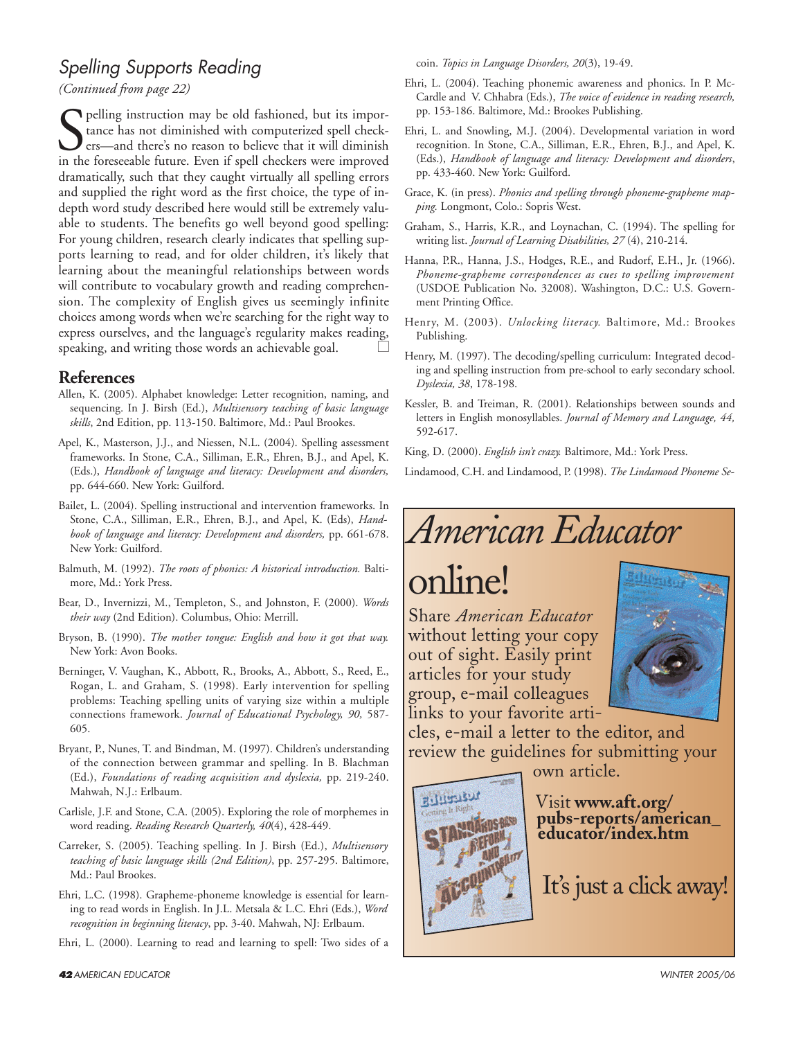## *Spelling Supports Reading*

*(Continued from page 22)*

Spelling instruction may be old fashioned, but its importance has not diminished with computerized spell checkers—and there's no reason to believe that it will diminish in the foreseeable future. Even if spell checkers were improved dramatically, such that they caught virtually all spelling errors and supplied the right word as the first choice, the type of in-depth word study described here would still be extremely valuable to students. The benefits go well beyond good spelling: For young children, research clearly indicates that spelling supports learning to read, and for older children, it's likely that learning about the meaningful relationships between words will contribute to vocabulary growth and reading comprehension. The complexity of English gives us seemingly infinite choices among words when we're searching for the right way to express ourselves, and the language's regularity makes reading, speaking, and writing those words an achievable goal. □

## References

Allen, K. (2005). Alphabet knowledge: Letter recognition, naming, and sequencing. In J. Birsh (Ed.), *Multisensory teaching of basic language skills*, 2nd Edition, pp. 113-150. Baltimore, Md.: Paul Brookes.

Apel, K., Masterson, J.J., and Niessen, N.L. (2004). Spelling assessment frameworks. In Stone, C.A., Silliman, E.R., Ehren, B.J., and Apel, K. (Eds.), *Handbook of language and literacy: Development and disorders,* pp. 644-660. New York: Guilford.

Bailet, L. (2004). Spelling instructional and intervention frameworks. In Stone, C.A., Silliman, E.R., Ehren, B.J., and Apel, K. (Eds), *Handbook of language and literacy: Development and disorders,* pp. 661-678. New York: Guilford.

Balmuth, M. (1992). *The roots of phonics: A historical introduction.* Baltimore, Md.: York Press.

Bear, D., Invernizzi, M., Templeton, S., and Johnston, F. (2000). *Words their way* (2nd Edition). Columbus, Ohio: Merrill.

Bryson, B. (1990). *The mother tongue: English and how it got that way.* New York: Avon Books.

Berninger, V. Vaughan, K., Abbott, R., Brooks, A., Abbott, S., Reed, E., Rogan, L. and Graham, S. (1998). Early intervention for spelling problems: Teaching spelling units of varying size within a multiple connections framework. *Journal of Educational Psychology, 90,* 587-605.

Bryant, P., Nunes, T. and Bindman, M. (1997). Children's understanding of the connection between grammar and spelling. In B. Blachman (Ed.), *Foundations of reading acquisition and dyslexia,* pp. 219-240. Mahwah, N.J.: Erlbaum.

Carlisle, J.F. and Stone, C.A. (2005). Exploring the role of morphemes in word reading. *Reading Research Quarterly, 40*(4), 428-449.

Carreker, S. (2005). Teaching spelling. In J. Birsh (Ed.), *Multisensory teaching of basic language skills (2nd Edition)*, pp. 257-295. Baltimore, Md.: Paul Brookes.

Ehri, L.C. (1998). Grapheme-phoneme knowledge is essential for learning to read words in English. In J.L. Metsala & L.C. Ehri (Eds.), *Word recognition in beginning literacy*, pp. 3-40. Mahwah, NJ: Erlbaum.

Ehri, L. (2000). Learning to read and learning to spell: Two sides of a coin. *Topics in Language Disorders, 20*(3), 19-49.

Ehri, L. (2004). Teaching phonemic awareness and phonics. In P. McCardle and V. Chhabra (Eds.), *The voice of evidence in reading research,* pp. 153-186. Baltimore, Md.: Brookes Publishing.

Ehri, L. and Snowling, M.J. (2004). Developmental variation in word recognition. In Stone, C.A., Silliman, E.R., Ehren, B.J., and Apel, K. (Eds.), *Handbook of language and literacy: Development and disorders*, pp. 433-460. New York: Guilford.

Grace, K. (in press). *Phonics and spelling through phoneme-grapheme mapping.* Longmont, Colo.: Sopris West.

Graham, S., Harris, K.R., and Loynachan, C. (1994). The spelling for writing list. *Journal of Learning Disabilities, 27* (4), 210-214.

Hanna, P.R., Hanna, J.S., Hodges, R.E., and Rudorf, E.H., Jr. (1966). *Phoneme-grapheme correspondences as cues to spelling improvement* (USDOE Publication No. 32008). Washington, D.C.: U.S. Government Printing Office.

Henry, M. (2003). *Unlocking literacy.* Baltimore, Md.: Brookes Publishing.

Henry, M. (1997). The decoding/spelling curriculum: Integrated decoding and spelling instruction from pre-school to early secondary school. *Dyslexia, 38*, 178-198.

Kessler, B. and Treiman, R. (2001). Relationships between sounds and letters in English monosyllables. *Journal of Memory and Language, 44,* 592-617.

King, D. (2000). *English isn't crazy.* Baltimore, Md.: York Press.

Lindamood, C.H. and Lindamood, P. (1998). *The Lindamood Phoneme Se-*

---

*American Educator* online!

Share *American Educator* without letting your copy out of sight. Easily print articles for your study group, e-mail colleagues links to your favorite articles, e-mail a letter to the editor, and review the guidelines for submitting your own article.

Visit **www.aft.org/pubs-reports/american_educator/index.htm**

It's just a click away!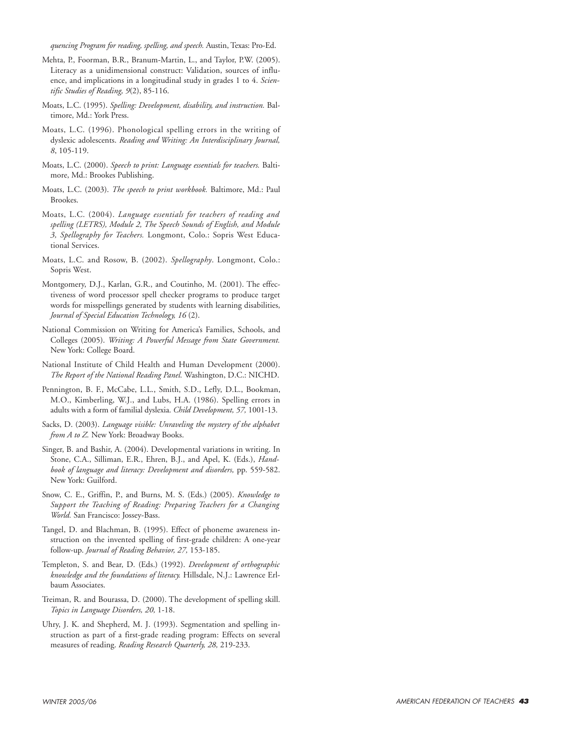*quencing Program for reading, spelling, and speech.* Austin, Texas: Pro-Ed.

Mehta, P., Foorman, B.R., Branum-Martin, L., and Taylor, P.W. (2005). Literacy as a unidimensional construct: Validation, sources of influence, and implications in a longitudinal study in grades 1 to 4. *Scientific Studies of Reading, 9*(2), 85-116.

Moats, L.C. (1995). *Spelling: Development, disability, and instruction.* Baltimore, Md.: York Press.

Moats, L.C. (1996). Phonological spelling errors in the writing of dyslexic adolescents. *Reading and Writing: An Interdisciplinary Journal, 8*, 105-119.

Moats, L.C. (2000). *Speech to print: Language essentials for teachers.* Baltimore, Md.: Brookes Publishing.

Moats, L.C. (2003). *The speech to print workbook.* Baltimore, Md.: Paul Brookes.

Moats, L.C. (2004). *Language essentials for teachers of reading and spelling (LETRS), Module 2, The Speech Sounds of English, and Module 3, Spellography for Teachers.* Longmont, Colo.: Sopris West Educational Services.

Moats, L.C. and Rosow, B. (2002). *Spellography*. Longmont, Colo.: Sopris West.

Montgomery, D.J., Karlan, G.R., and Coutinho, M. (2001). The effectiveness of word processor spell checker programs to produce target words for misspellings generated by students with learning disabilities, *Journal of Special Education Technology, 16* (2).

National Commission on Writing for America's Families, Schools, and Colleges (2005). *Writing: A Powerful Message from State Government.* New York: College Board.

National Institute of Child Health and Human Development (2000). *The Report of the National Reading Panel.* Washington, D.C.: NICHD.

Pennington, B. F., McCabe, L.L., Smith, S.D., Lefly, D.L., Bookman, M.O., Kimberling, W.J., and Lubs, H.A. (1986). Spelling errors in adults with a form of familial dyslexia. *Child Development, 57,* 1001-13.

Sacks, D. (2003). *Language visible: Unraveling the mystery of the alphabet from A to Z.* New York: Broadway Books.

Singer, B. and Bashir, A. (2004). Developmental variations in writing. In Stone, C.A., Silliman, E.R., Ehren, B.J., and Apel, K. (Eds.), *Handbook of language and literacy: Development and disorders,* pp. 559-582. New York: Guilford.

Snow, C. E., Griffin, P., and Burns, M. S. (Eds.) (2005). *Knowledge to Support the Teaching of Reading: Preparing Teachers for a Changing World.* San Francisco: Jossey-Bass.

Tangel, D. and Blachman, B. (1995). Effect of phoneme awareness instruction on the invented spelling of first-grade children: A one-year follow-up. *Journal of Reading Behavior, 27,* 153-185.

Templeton, S. and Bear, D. (Eds.) (1992). *Development of orthographic knowledge and the foundations of literacy.* Hillsdale, N.J.: Lawrence Erlbaum Associates.

Treiman, R. and Bourassa, D. (2000). The development of spelling skill. *Topics in Language Disorders, 20,* 1-18.

Uhry, J. K. and Shepherd, M. J. (1993). Segmentation and spelling instruction as part of a first-grade reading program: Effects on several measures of reading. *Reading Research Quarterly, 28,* 219-233.